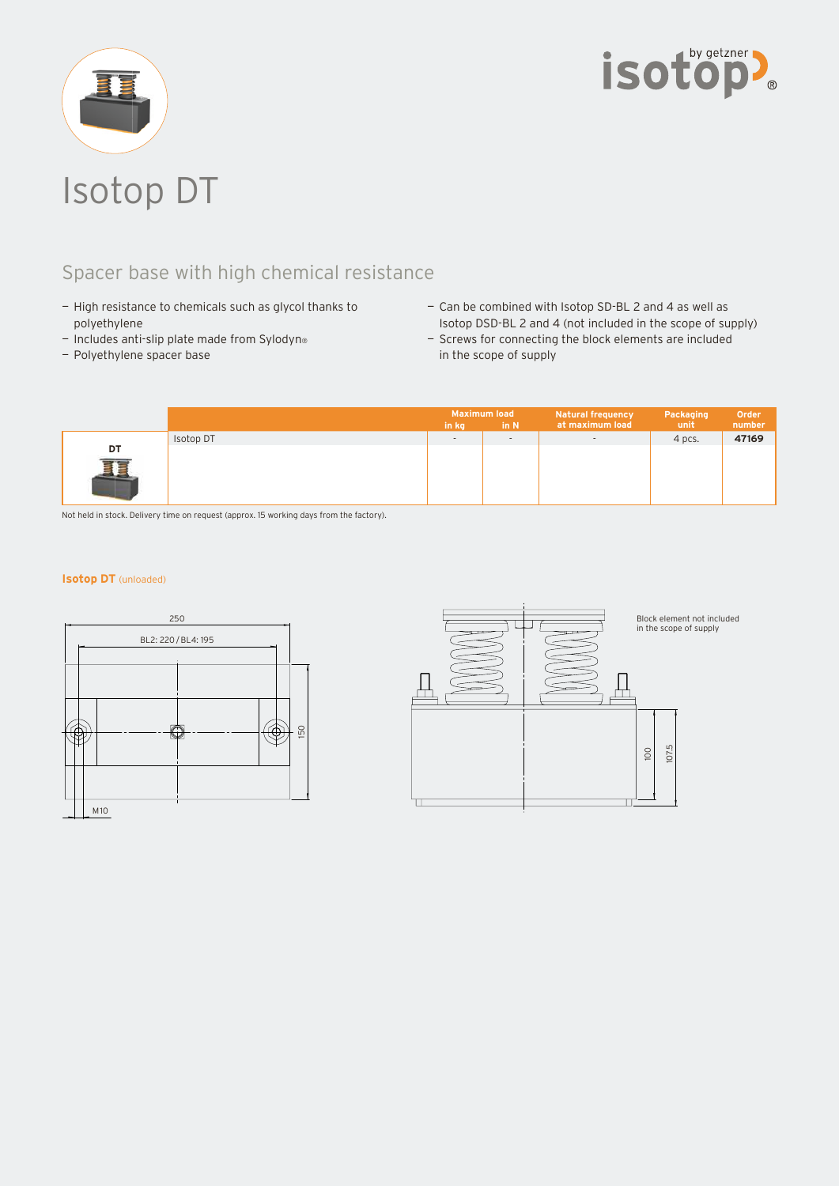# Isotop DT

## Spacer base with high chemical resistance

- High resistance to chemicals such as glycol thanks to polyethylene
- Includes anti-slip plate made from Sylodyn®
- Polyethylene spacer base
- Can be combined with Isotop SD-BL 2 and 4 as well as Isotop DSD-BL 2 and 4 (not included in the scope of supply)
- Screws for connecting the block elements are included in the scope of supply

| | | Maximum load in kg | Maximum load in N | Natural frequency at maximum load | Packaging unit | Order number |
|---|---|---|---|---|---|---|
| DT | Isotop DT | - | - | - | 4 pcs. | **47169** |

Not held in stock. Delivery time on request (approx. 15 working days from the factory).

**Isotop DT** (unloaded)

250

BL2: 220 / BL4: 195

150

M10

Block element not included in the scope of supply

100

107.5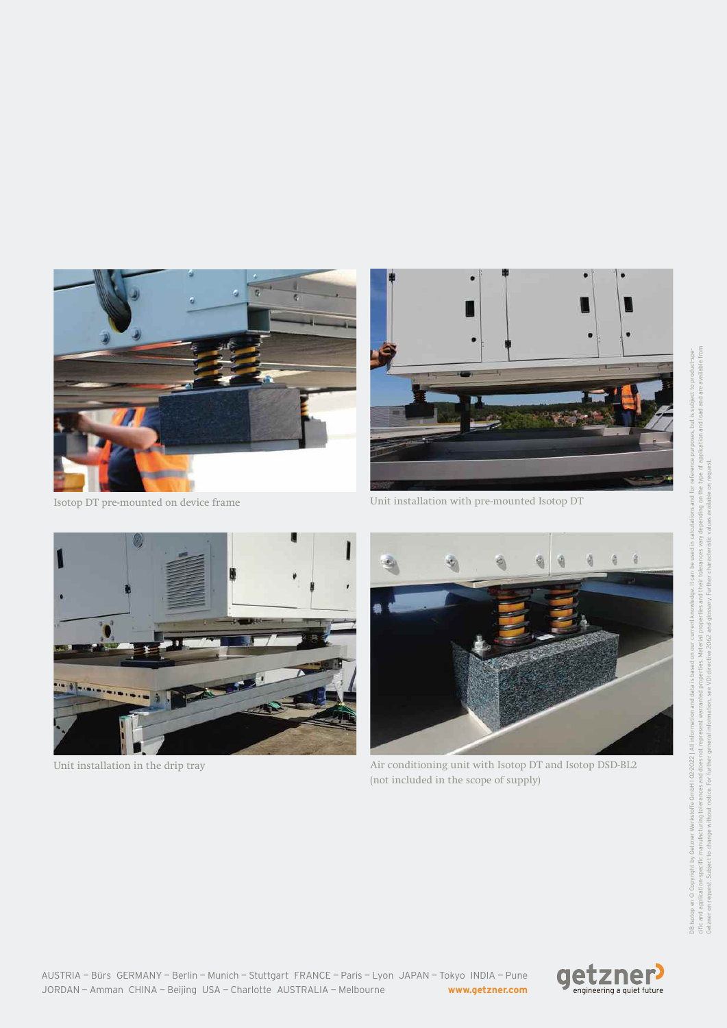Isotop DT pre-mounted on device frame

Unit installation with pre-mounted Isotop DT

Unit installation in the drip tray

Air conditioning unit with Isotop DT and Isotop DSD-BL2 (not included in the scope of supply)

DB Isotop en © Copyright by Getzner Werkstoffe GmbH | 02-2022 | All information and data is based on our current knowledge. It can be used in calculations and for reference purposes, but is subject to product-specific and application-specific manufacturing tolerances and does not represent warranted properties. Material properties and their tolerances vary depending on the type of application and load and are available from Getzner on request. Subject to change without notice. For further general information, see VDI directive 2062 and glossary. Further characteristic values available on request.

AUSTRIA – Bürs GERMANY – Berlin – Munich – Stuttgart FRANCE – Paris – Lyon JAPAN – Tokyo INDIA – Pune JORDAN – Amman CHINA – Beijing USA – Charlotte AUSTRALIA – Melbourne **www.getzner.com**

getzner engineering a quiet future